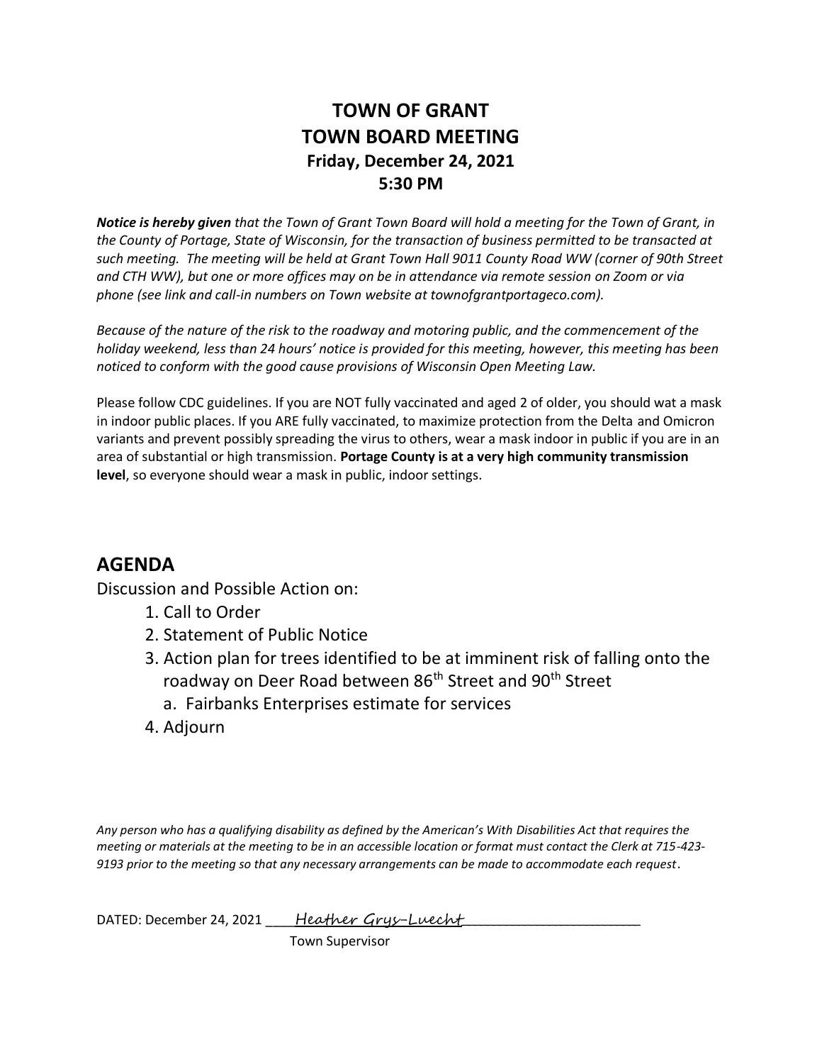# TOWN OF GRANT
# TOWN BOARD MEETING
### Friday, December 24, 2021
### 5:30 PM

***Notice is hereby given** that the Town of Grant Town Board will hold a meeting for the Town of Grant, in the County of Portage, State of Wisconsin, for the transaction of business permitted to be transacted at such meeting. The meeting will be held at Grant Town Hall 9011 County Road WW (corner of 90th Street and CTH WW), but one or more offices may on be in attendance via remote session on Zoom or via phone (see link and call-in numbers on Town website at townofgrantportageco.com).*

*Because of the nature of the risk to the roadway and motoring public, and the commencement of the holiday weekend, less than 24 hours' notice is provided for this meeting, however, this meeting has been noticed to conform with the good cause provisions of Wisconsin Open Meeting Law.*

Please follow CDC guidelines. If you are NOT fully vaccinated and aged 2 of older, you should wat a mask in indoor public places. If you ARE fully vaccinated, to maximize protection from the Delta and Omicron variants and prevent possibly spreading the virus to others, wear a mask indoor in public if you are in an area of substantial or high transmission. **Portage County is at a very high community transmission level**, so everyone should wear a mask in public, indoor settings.

## AGENDA

Discussion and Possible Action on:

1. Call to Order
2. Statement of Public Notice
3. Action plan for trees identified to be at imminent risk of falling onto the roadway on Deer Road between 86th Street and 90th Street
   a. Fairbanks Enterprises estimate for services
4. Adjourn

*Any person who has a qualifying disability as defined by the American's With Disabilities Act that requires the meeting or materials at the meeting to be in an accessible location or format must contact the Clerk at 715-423-9193 prior to the meeting so that any necessary arrangements can be made to accommodate each request.*

DATED: December 24, 2021 ____Heather Grys-Luecht________________________

Town Supervisor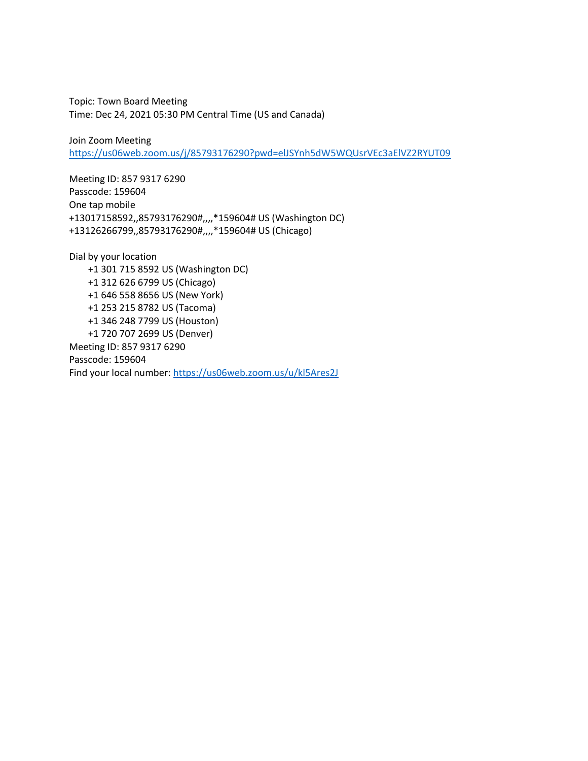Topic: Town Board Meeting
Time: Dec 24, 2021 05:30 PM Central Time (US and Canada)

Join Zoom Meeting
https://us06web.zoom.us/j/85793176290?pwd=elJSYnh5dW5WQUsrVEc3aElVZ2RYUT09

Meeting ID: 857 9317 6290
Passcode: 159604
One tap mobile
+13017158592,,85793176290#,,,,*159604# US (Washington DC)
+13126266799,,85793176290#,,,,*159604# US (Chicago)

Dial by your location
+1 301 715 8592 US (Washington DC)
+1 312 626 6799 US (Chicago)
+1 646 558 8656 US (New York)
+1 253 215 8782 US (Tacoma)
+1 346 248 7799 US (Houston)
+1 720 707 2699 US (Denver)
Meeting ID: 857 9317 6290
Passcode: 159604
Find your local number: https://us06web.zoom.us/u/kl5Ares2J